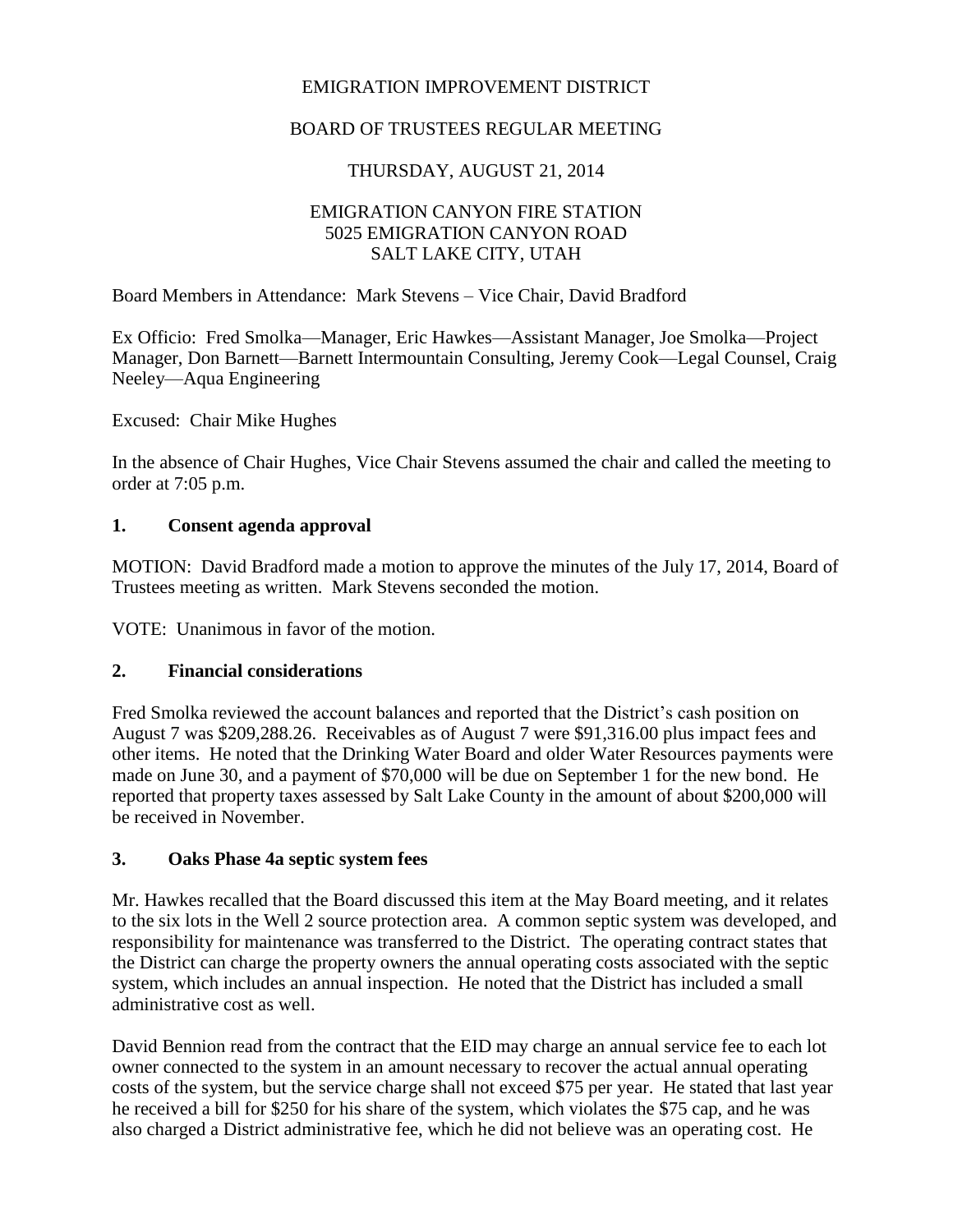# EMIGRATION IMPROVEMENT DISTRICT

## BOARD OF TRUSTEES REGULAR MEETING

THURSDAY, AUGUST 21, 2014

EMIGRATION CANYON FIRE STATION
5025 EMIGRATION CANYON ROAD
SALT LAKE CITY, UTAH

Board Members in Attendance: Mark Stevens – Vice Chair, David Bradford

Ex Officio: Fred Smolka—Manager, Eric Hawkes—Assistant Manager, Joe Smolka—Project Manager, Don Barnett—Barnett Intermountain Consulting, Jeremy Cook—Legal Counsel, Craig Neeley—Aqua Engineering

Excused: Chair Mike Hughes

In the absence of Chair Hughes, Vice Chair Stevens assumed the chair and called the meeting to order at 7:05 p.m.

### 1. Consent agenda approval

MOTION: David Bradford made a motion to approve the minutes of the July 17, 2014, Board of Trustees meeting as written. Mark Stevens seconded the motion.

VOTE: Unanimous in favor of the motion.

### 2. Financial considerations

Fred Smolka reviewed the account balances and reported that the District's cash position on August 7 was $209,288.26. Receivables as of August 7 were $91,316.00 plus impact fees and other items. He noted that the Drinking Water Board and older Water Resources payments were made on June 30, and a payment of $70,000 will be due on September 1 for the new bond. He reported that property taxes assessed by Salt Lake County in the amount of about $200,000 will be received in November.

### 3. Oaks Phase 4a septic system fees

Mr. Hawkes recalled that the Board discussed this item at the May Board meeting, and it relates to the six lots in the Well 2 source protection area. A common septic system was developed, and responsibility for maintenance was transferred to the District. The operating contract states that the District can charge the property owners the annual operating costs associated with the septic system, which includes an annual inspection. He noted that the District has included a small administrative cost as well.

David Bennion read from the contract that the EID may charge an annual service fee to each lot owner connected to the system in an amount necessary to recover the actual annual operating costs of the system, but the service charge shall not exceed $75 per year. He stated that last year he received a bill for $250 for his share of the system, which violates the $75 cap, and he was also charged a District administrative fee, which he did not believe was an operating cost. He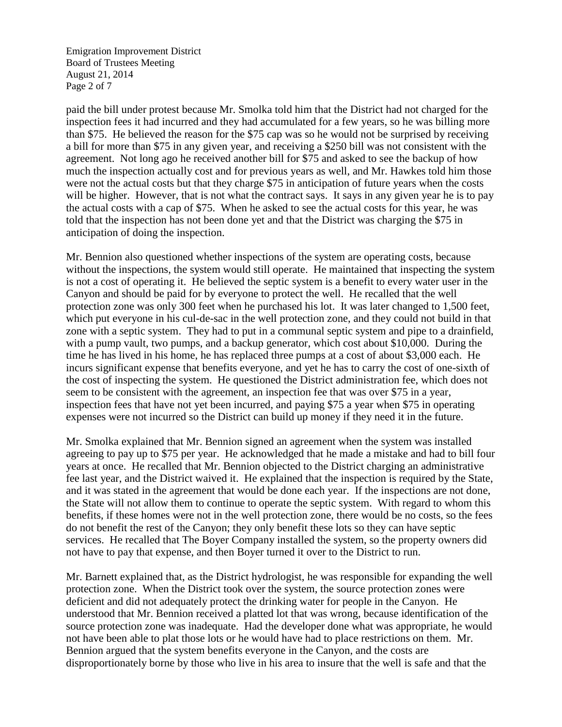paid the bill under protest because Mr. Smolka told him that the District had not charged for the inspection fees it had incurred and they had accumulated for a few years, so he was billing more than $75. He believed the reason for the $75 cap was so he would not be surprised by receiving a bill for more than $75 in any given year, and receiving a $250 bill was not consistent with the agreement. Not long ago he received another bill for $75 and asked to see the backup of how much the inspection actually cost and for previous years as well, and Mr. Hawkes told him those were not the actual costs but that they charge $75 in anticipation of future years when the costs will be higher. However, that is not what the contract says. It says in any given year he is to pay the actual costs with a cap of $75. When he asked to see the actual costs for this year, he was told that the inspection has not been done yet and that the District was charging the $75 in anticipation of doing the inspection.

Mr. Bennion also questioned whether inspections of the system are operating costs, because without the inspections, the system would still operate. He maintained that inspecting the system is not a cost of operating it. He believed the septic system is a benefit to every water user in the Canyon and should be paid for by everyone to protect the well. He recalled that the well protection zone was only 300 feet when he purchased his lot. It was later changed to 1,500 feet, which put everyone in his cul-de-sac in the well protection zone, and they could not build in that zone with a septic system. They had to put in a communal septic system and pipe to a drainfield, with a pump vault, two pumps, and a backup generator, which cost about $10,000. During the time he has lived in his home, he has replaced three pumps at a cost of about $3,000 each. He incurs significant expense that benefits everyone, and yet he has to carry the cost of one-sixth of the cost of inspecting the system. He questioned the District administration fee, which does not seem to be consistent with the agreement, an inspection fee that was over $75 in a year, inspection fees that have not yet been incurred, and paying $75 a year when $75 in operating expenses were not incurred so the District can build up money if they need it in the future.

Mr. Smolka explained that Mr. Bennion signed an agreement when the system was installed agreeing to pay up to $75 per year. He acknowledged that he made a mistake and had to bill four years at once. He recalled that Mr. Bennion objected to the District charging an administrative fee last year, and the District waived it. He explained that the inspection is required by the State, and it was stated in the agreement that would be done each year. If the inspections are not done, the State will not allow them to continue to operate the septic system. With regard to whom this benefits, if these homes were not in the well protection zone, there would be no costs, so the fees do not benefit the rest of the Canyon; they only benefit these lots so they can have septic services. He recalled that The Boyer Company installed the system, so the property owners did not have to pay that expense, and then Boyer turned it over to the District to run.

Mr. Barnett explained that, as the District hydrologist, he was responsible for expanding the well protection zone. When the District took over the system, the source protection zones were deficient and did not adequately protect the drinking water for people in the Canyon. He understood that Mr. Bennion received a platted lot that was wrong, because identification of the source protection zone was inadequate. Had the developer done what was appropriate, he would not have been able to plat those lots or he would have had to place restrictions on them. Mr. Bennion argued that the system benefits everyone in the Canyon, and the costs are disproportionately borne by those who live in his area to insure that the well is safe and that the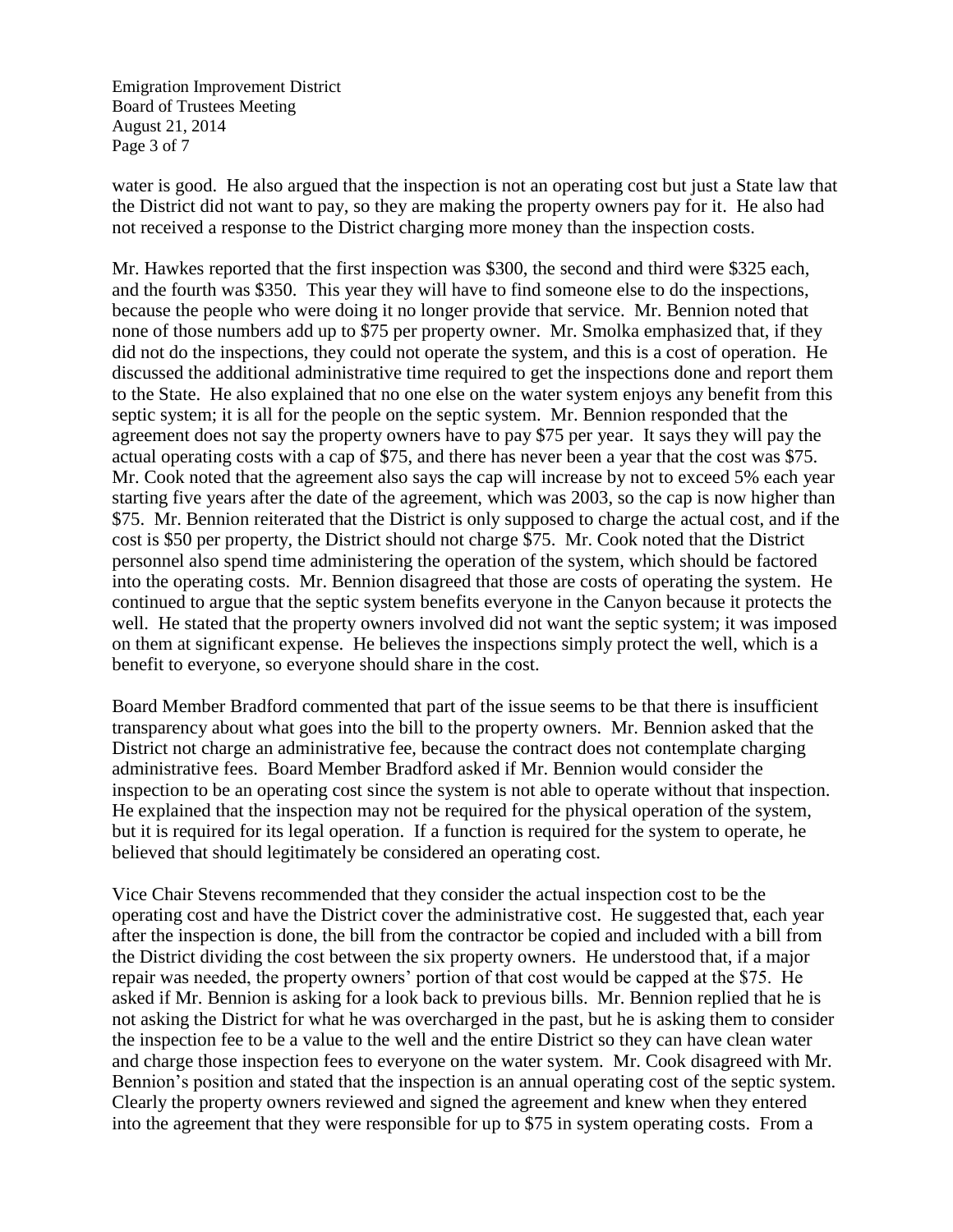water is good. He also argued that the inspection is not an operating cost but just a State law that the District did not want to pay, so they are making the property owners pay for it. He also had not received a response to the District charging more money than the inspection costs.

Mr. Hawkes reported that the first inspection was $300, the second and third were $325 each, and the fourth was $350. This year they will have to find someone else to do the inspections, because the people who were doing it no longer provide that service. Mr. Bennion noted that none of those numbers add up to $75 per property owner. Mr. Smolka emphasized that, if they did not do the inspections, they could not operate the system, and this is a cost of operation. He discussed the additional administrative time required to get the inspections done and report them to the State. He also explained that no one else on the water system enjoys any benefit from this septic system; it is all for the people on the septic system. Mr. Bennion responded that the agreement does not say the property owners have to pay $75 per year. It says they will pay the actual operating costs with a cap of $75, and there has never been a year that the cost was $75. Mr. Cook noted that the agreement also says the cap will increase by not to exceed 5% each year starting five years after the date of the agreement, which was 2003, so the cap is now higher than $75. Mr. Bennion reiterated that the District is only supposed to charge the actual cost, and if the cost is $50 per property, the District should not charge $75. Mr. Cook noted that the District personnel also spend time administering the operation of the system, which should be factored into the operating costs. Mr. Bennion disagreed that those are costs of operating the system. He continued to argue that the septic system benefits everyone in the Canyon because it protects the well. He stated that the property owners involved did not want the septic system; it was imposed on them at significant expense. He believes the inspections simply protect the well, which is a benefit to everyone, so everyone should share in the cost.

Board Member Bradford commented that part of the issue seems to be that there is insufficient transparency about what goes into the bill to the property owners. Mr. Bennion asked that the District not charge an administrative fee, because the contract does not contemplate charging administrative fees. Board Member Bradford asked if Mr. Bennion would consider the inspection to be an operating cost since the system is not able to operate without that inspection. He explained that the inspection may not be required for the physical operation of the system, but it is required for its legal operation. If a function is required for the system to operate, he believed that should legitimately be considered an operating cost.

Vice Chair Stevens recommended that they consider the actual inspection cost to be the operating cost and have the District cover the administrative cost. He suggested that, each year after the inspection is done, the bill from the contractor be copied and included with a bill from the District dividing the cost between the six property owners. He understood that, if a major repair was needed, the property owners' portion of that cost would be capped at the $75. He asked if Mr. Bennion is asking for a look back to previous bills. Mr. Bennion replied that he is not asking the District for what he was overcharged in the past, but he is asking them to consider the inspection fee to be a value to the well and the entire District so they can have clean water and charge those inspection fees to everyone on the water system. Mr. Cook disagreed with Mr. Bennion's position and stated that the inspection is an annual operating cost of the septic system. Clearly the property owners reviewed and signed the agreement and knew when they entered into the agreement that they were responsible for up to $75 in system operating costs. From a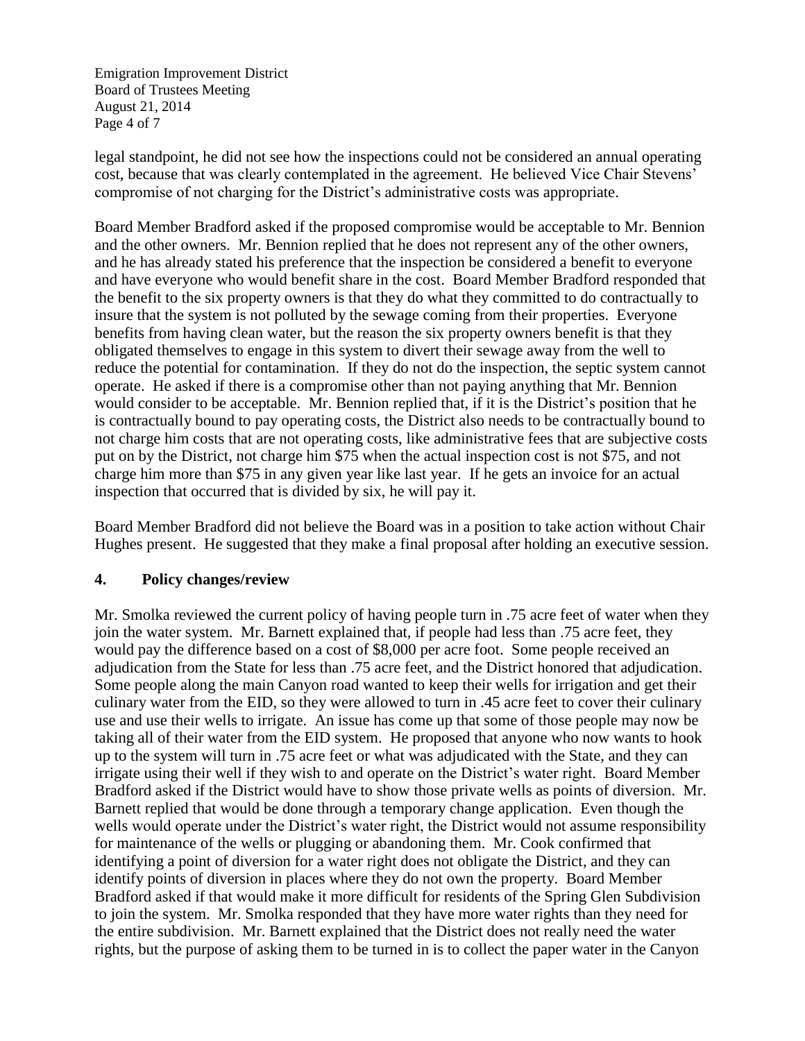legal standpoint, he did not see how the inspections could not be considered an annual operating cost, because that was clearly contemplated in the agreement. He believed Vice Chair Stevens' compromise of not charging for the District's administrative costs was appropriate.

Board Member Bradford asked if the proposed compromise would be acceptable to Mr. Bennion and the other owners. Mr. Bennion replied that he does not represent any of the other owners, and he has already stated his preference that the inspection be considered a benefit to everyone and have everyone who would benefit share in the cost. Board Member Bradford responded that the benefit to the six property owners is that they do what they committed to do contractually to insure that the system is not polluted by the sewage coming from their properties. Everyone benefits from having clean water, but the reason the six property owners benefit is that they obligated themselves to engage in this system to divert their sewage away from the well to reduce the potential for contamination. If they do not do the inspection, the septic system cannot operate. He asked if there is a compromise other than not paying anything that Mr. Bennion would consider to be acceptable. Mr. Bennion replied that, if it is the District's position that he is contractually bound to pay operating costs, the District also needs to be contractually bound to not charge him costs that are not operating costs, like administrative fees that are subjective costs put on by the District, not charge him $75 when the actual inspection cost is not $75, and not charge him more than $75 in any given year like last year. If he gets an invoice for an actual inspection that occurred that is divided by six, he will pay it.

Board Member Bradford did not believe the Board was in a position to take action without Chair Hughes present. He suggested that they make a final proposal after holding an executive session.

## 4. Policy changes/review

Mr. Smolka reviewed the current policy of having people turn in .75 acre feet of water when they join the water system. Mr. Barnett explained that, if people had less than .75 acre feet, they would pay the difference based on a cost of $8,000 per acre foot. Some people received an adjudication from the State for less than .75 acre feet, and the District honored that adjudication. Some people along the main Canyon road wanted to keep their wells for irrigation and get their culinary water from the EID, so they were allowed to turn in .45 acre feet to cover their culinary use and use their wells to irrigate. An issue has come up that some of those people may now be taking all of their water from the EID system. He proposed that anyone who now wants to hook up to the system will turn in .75 acre feet or what was adjudicated with the State, and they can irrigate using their well if they wish to and operate on the District's water right. Board Member Bradford asked if the District would have to show those private wells as points of diversion. Mr. Barnett replied that would be done through a temporary change application. Even though the wells would operate under the District's water right, the District would not assume responsibility for maintenance of the wells or plugging or abandoning them. Mr. Cook confirmed that identifying a point of diversion for a water right does not obligate the District, and they can identify points of diversion in places where they do not own the property. Board Member Bradford asked if that would make it more difficult for residents of the Spring Glen Subdivision to join the system. Mr. Smolka responded that they have more water rights than they need for the entire subdivision. Mr. Barnett explained that the District does not really need the water rights, but the purpose of asking them to be turned in is to collect the paper water in the Canyon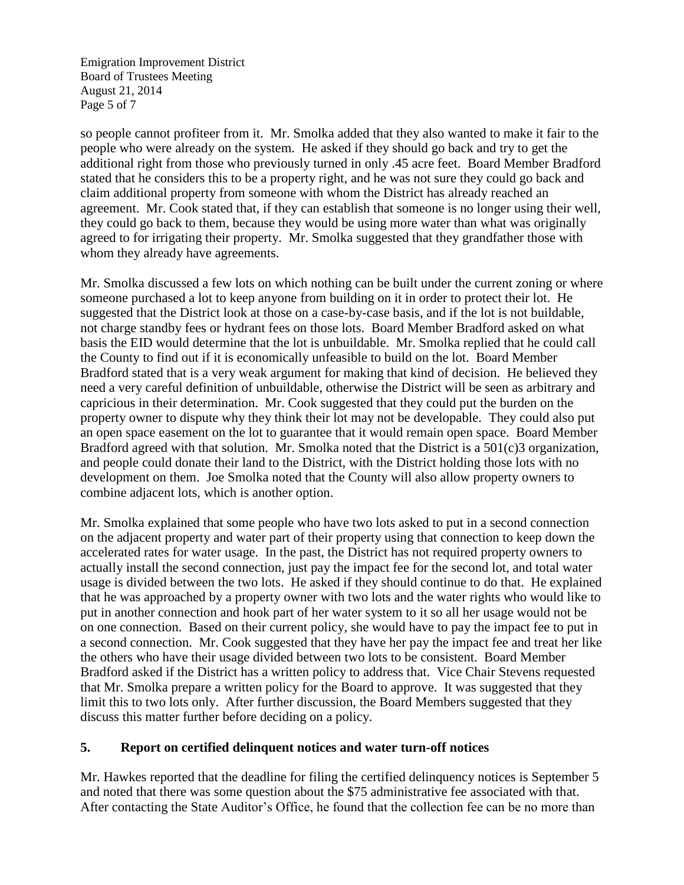so people cannot profiteer from it. Mr. Smolka added that they also wanted to make it fair to the people who were already on the system. He asked if they should go back and try to get the additional right from those who previously turned in only .45 acre feet. Board Member Bradford stated that he considers this to be a property right, and he was not sure they could go back and claim additional property from someone with whom the District has already reached an agreement. Mr. Cook stated that, if they can establish that someone is no longer using their well, they could go back to them, because they would be using more water than what was originally agreed to for irrigating their property. Mr. Smolka suggested that they grandfather those with whom they already have agreements.

Mr. Smolka discussed a few lots on which nothing can be built under the current zoning or where someone purchased a lot to keep anyone from building on it in order to protect their lot. He suggested that the District look at those on a case-by-case basis, and if the lot is not buildable, not charge standby fees or hydrant fees on those lots. Board Member Bradford asked on what basis the EID would determine that the lot is unbuildable. Mr. Smolka replied that he could call the County to find out if it is economically unfeasible to build on the lot. Board Member Bradford stated that is a very weak argument for making that kind of decision. He believed they need a very careful definition of unbuildable, otherwise the District will be seen as arbitrary and capricious in their determination. Mr. Cook suggested that they could put the burden on the property owner to dispute why they think their lot may not be developable. They could also put an open space easement on the lot to guarantee that it would remain open space. Board Member Bradford agreed with that solution. Mr. Smolka noted that the District is a 501(c)3 organization, and people could donate their land to the District, with the District holding those lots with no development on them. Joe Smolka noted that the County will also allow property owners to combine adjacent lots, which is another option.

Mr. Smolka explained that some people who have two lots asked to put in a second connection on the adjacent property and water part of their property using that connection to keep down the accelerated rates for water usage. In the past, the District has not required property owners to actually install the second connection, just pay the impact fee for the second lot, and total water usage is divided between the two lots. He asked if they should continue to do that. He explained that he was approached by a property owner with two lots and the water rights who would like to put in another connection and hook part of her water system to it so all her usage would not be on one connection. Based on their current policy, she would have to pay the impact fee to put in a second connection. Mr. Cook suggested that they have her pay the impact fee and treat her like the others who have their usage divided between two lots to be consistent. Board Member Bradford asked if the District has a written policy to address that. Vice Chair Stevens requested that Mr. Smolka prepare a written policy for the Board to approve. It was suggested that they limit this to two lots only. After further discussion, the Board Members suggested that they discuss this matter further before deciding on a policy.

## 5. Report on certified delinquent notices and water turn-off notices

Mr. Hawkes reported that the deadline for filing the certified delinquency notices is September 5 and noted that there was some question about the $75 administrative fee associated with that. After contacting the State Auditor's Office, he found that the collection fee can be no more than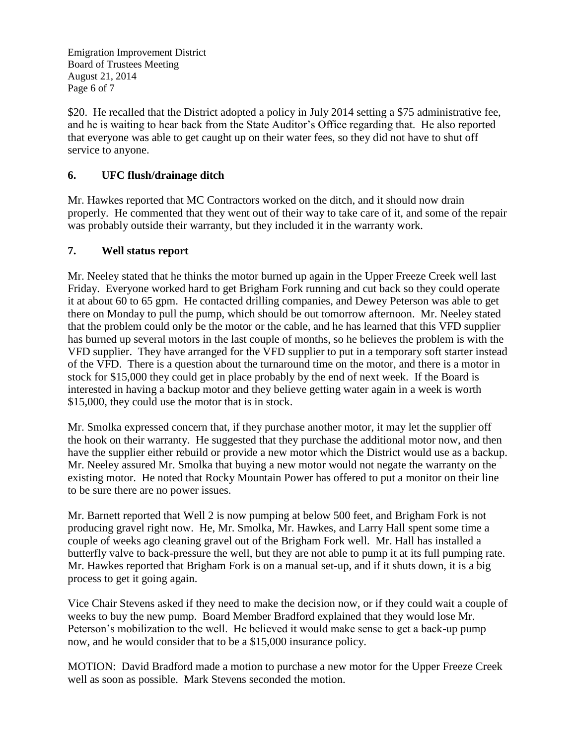$20. He recalled that the District adopted a policy in July 2014 setting a $75 administrative fee, and he is waiting to hear back from the State Auditor's Office regarding that. He also reported that everyone was able to get caught up on their water fees, so they did not have to shut off service to anyone.

## 6. UFC flush/drainage ditch

Mr. Hawkes reported that MC Contractors worked on the ditch, and it should now drain properly. He commented that they went out of their way to take care of it, and some of the repair was probably outside their warranty, but they included it in the warranty work.

## 7. Well status report

Mr. Neeley stated that he thinks the motor burned up again in the Upper Freeze Creek well last Friday. Everyone worked hard to get Brigham Fork running and cut back so they could operate it at about 60 to 65 gpm. He contacted drilling companies, and Dewey Peterson was able to get there on Monday to pull the pump, which should be out tomorrow afternoon. Mr. Neeley stated that the problem could only be the motor or the cable, and he has learned that this VFD supplier has burned up several motors in the last couple of months, so he believes the problem is with the VFD supplier. They have arranged for the VFD supplier to put in a temporary soft starter instead of the VFD. There is a question about the turnaround time on the motor, and there is a motor in stock for $15,000 they could get in place probably by the end of next week. If the Board is interested in having a backup motor and they believe getting water again in a week is worth $15,000, they could use the motor that is in stock.

Mr. Smolka expressed concern that, if they purchase another motor, it may let the supplier off the hook on their warranty. He suggested that they purchase the additional motor now, and then have the supplier either rebuild or provide a new motor which the District would use as a backup. Mr. Neeley assured Mr. Smolka that buying a new motor would not negate the warranty on the existing motor. He noted that Rocky Mountain Power has offered to put a monitor on their line to be sure there are no power issues.

Mr. Barnett reported that Well 2 is now pumping at below 500 feet, and Brigham Fork is not producing gravel right now. He, Mr. Smolka, Mr. Hawkes, and Larry Hall spent some time a couple of weeks ago cleaning gravel out of the Brigham Fork well. Mr. Hall has installed a butterfly valve to back-pressure the well, but they are not able to pump it at its full pumping rate. Mr. Hawkes reported that Brigham Fork is on a manual set-up, and if it shuts down, it is a big process to get it going again.

Vice Chair Stevens asked if they need to make the decision now, or if they could wait a couple of weeks to buy the new pump. Board Member Bradford explained that they would lose Mr. Peterson's mobilization to the well. He believed it would make sense to get a back-up pump now, and he would consider that to be a $15,000 insurance policy.

MOTION: David Bradford made a motion to purchase a new motor for the Upper Freeze Creek well as soon as possible. Mark Stevens seconded the motion.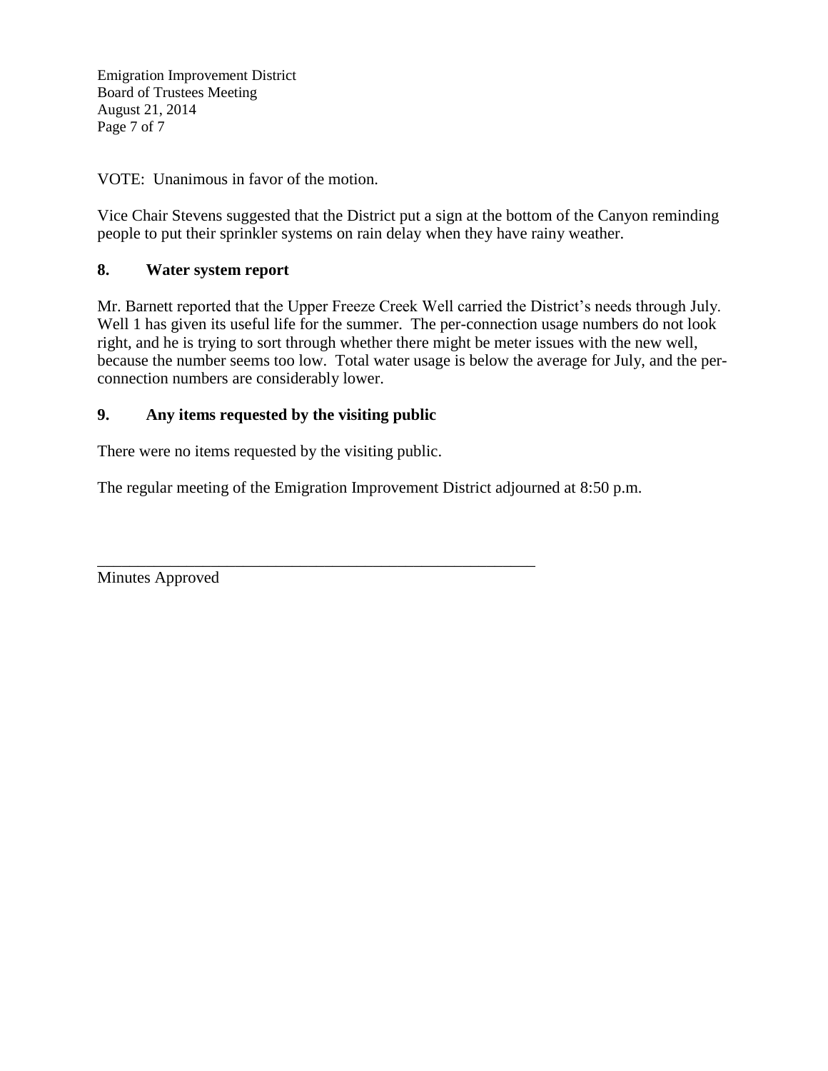VOTE: Unanimous in favor of the motion.

Vice Chair Stevens suggested that the District put a sign at the bottom of the Canyon reminding people to put their sprinkler systems on rain delay when they have rainy weather.

## 8. Water system report

Mr. Barnett reported that the Upper Freeze Creek Well carried the District's needs through July. Well 1 has given its useful life for the summer. The per-connection usage numbers do not look right, and he is trying to sort through whether there might be meter issues with the new well, because the number seems too low. Total water usage is below the average for July, and the per-connection numbers are considerably lower.

## 9. Any items requested by the visiting public

There were no items requested by the visiting public.

The regular meeting of the Emigration Improvement District adjourned at 8:50 p.m.

_______________________________________________________

Minutes Approved